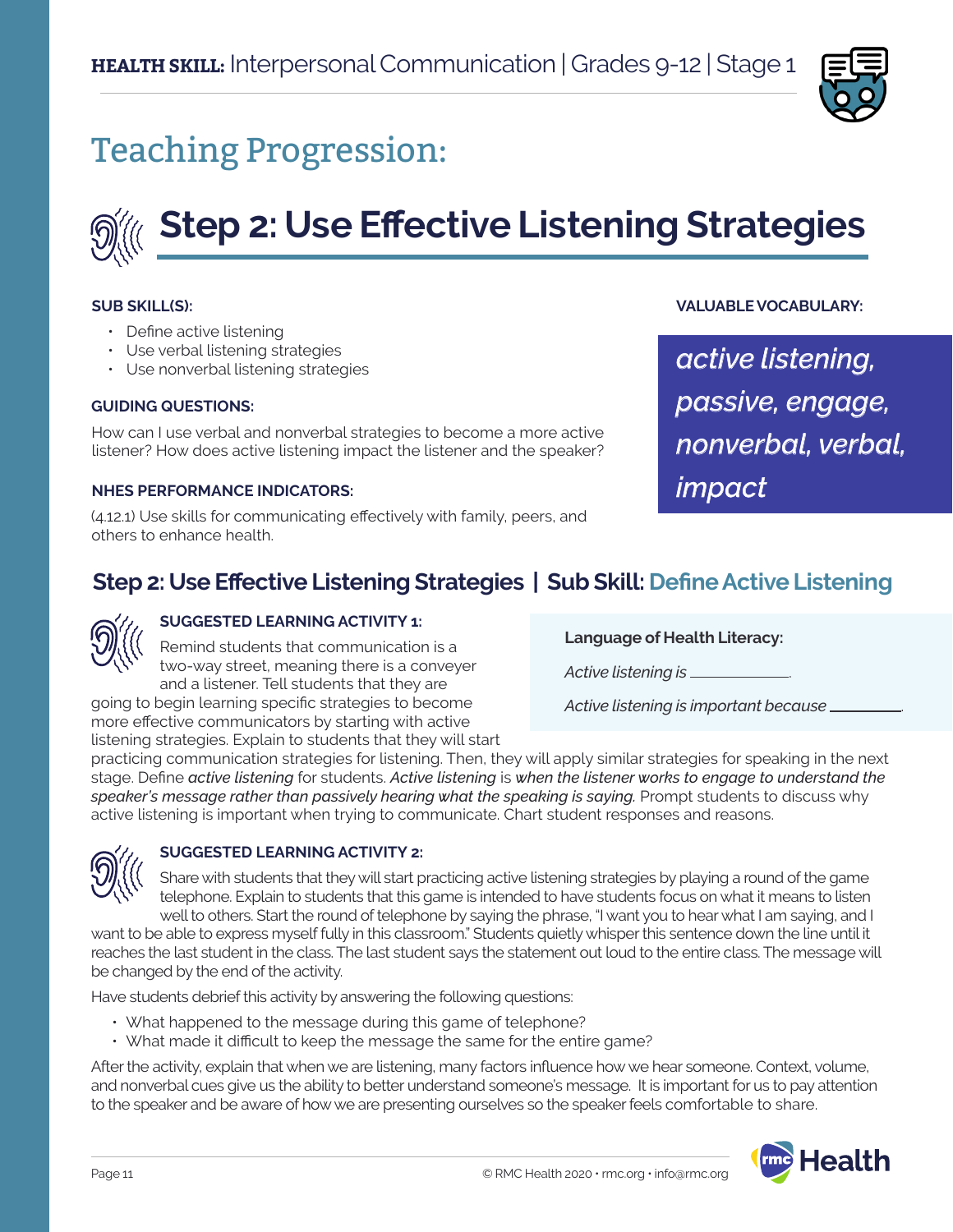**HEALTH SKILL:** Interpersonal Communication | Grades 9-12 | Stage 1

# Teaching Progression:

## Step 2: Use Effective Listening Strategies

**SUB SKILL(S):**

- Define active listening
- Use verbal listening strategies
- Use nonverbal listening strategies

**GUIDING QUESTIONS:**

How can I use verbal and nonverbal strategies to become a more active listener? How does active listening impact the listener and the speaker?

**NHES PERFORMANCE INDICATORS:**

(4.12.1) Use skills for communicating effectively with family, peers, and others to enhance health.

**VALUABLE VOCABULARY:**

*active listening, passive, engage, nonverbal, verbal, impact*

### Step 2: Use Effective Listening Strategies | Sub Skill: Define Active Listening

**SUGGESTED LEARNING ACTIVITY 1:**

Remind students that communication is a two-way street, meaning there is a conveyer and a listener. Tell students that they are going to begin learning specific strategies to become more effective communicators by starting with active listening strategies. Explain to students that they will start practicing communication strategies for listening. Then, they will apply similar strategies for speaking in the next stage. Define *active listening* for students. *Active listening* is *when the listener works to engage to understand the speaker's message rather than passively hearing what the speaking is saying.* Prompt students to discuss why active listening is important when trying to communicate. Chart student responses and reasons.

**Language of Health Literacy:**

*Active listening is* \_\_\_\_\_\_\_\_\_\_\_\_.

*Active listening is important because* \_\_\_\_\_\_\_\_\_\_.

**SUGGESTED LEARNING ACTIVITY 2:**

Share with students that they will start practicing active listening strategies by playing a round of the game telephone. Explain to students that this game is intended to have students focus on what it means to listen well to others. Start the round of telephone by saying the phrase, "I want you to hear what I am saying, and I want to be able to express myself fully in this classroom." Students quietly whisper this sentence down the line until it reaches the last student in the class. The last student says the statement out loud to the entire class. The message will be changed by the end of the activity.

Have students debrief this activity by answering the following questions:

- What happened to the message during this game of telephone?
- What made it difficult to keep the message the same for the entire game?

After the activity, explain that when we are listening, many factors influence how we hear someone. Context, volume, and nonverbal cues give us the ability to better understand someone's message. It is important for us to pay attention to the speaker and be aware of how we are presenting ourselves so the speaker feels comfortable to share.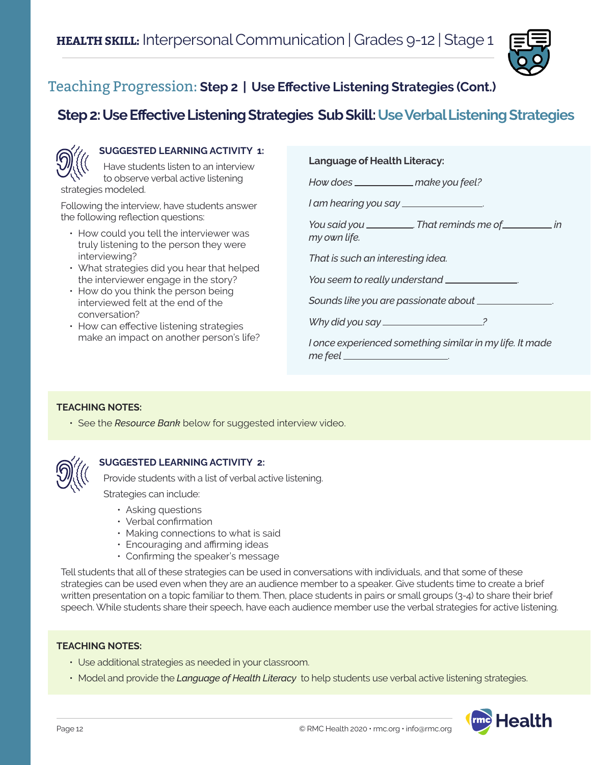**HEALTH SKILL:** Interpersonal Communication | Grades 9-12 | Stage 1

## Teaching Progression: Step 2 | Use Effective Listening Strategies (Cont.)

### Step 2: Use Effective Listening Strategies Sub Skill: Use Verbal Listening Strategies

**SUGGESTED LEARNING ACTIVITY 1:**

Have students listen to an interview to observe verbal active listening strategies modeled.

Following the interview, have students answer the following reflection questions:

- How could you tell the interviewer was truly listening to the person they were interviewing?
- What strategies did you hear that helped the interviewer engage in the story?
- How do you think the person being interviewed felt at the end of the conversation?
- How can effective listening strategies make an impact on another person's life?

**Language of Health Literacy:**

*How does ___________ make you feel?*

*I am hearing you say _______________.*

*You said you _________. That reminds me of _________ in my own life.*

*That is such an interesting idea.*

*You seem to really understand _____________.*

*Sounds like you are passionate about _______________.*

*Why did you say _________________?*

*I once experienced something similar in my life. It made me feel ___________________.*

**TEACHING NOTES:**

- See the *Resource Bank* below for suggested interview video.

**SUGGESTED LEARNING ACTIVITY 2:**

Provide students with a list of verbal active listening.

Strategies can include:

- Asking questions
- Verbal confirmation
- Making connections to what is said
- Encouraging and affirming ideas
- Confirming the speaker's message

Tell students that all of these strategies can be used in conversations with individuals, and that some of these strategies can be used even when they are an audience member to a speaker. Give students time to create a brief written presentation on a topic familiar to them. Then, place students in pairs or small groups (3-4) to share their brief speech. While students share their speech, have each audience member use the verbal strategies for active listening.

**TEACHING NOTES:**

- Use additional strategies as needed in your classroom.
- Model and provide the *Language of Health Literacy* to help students use verbal active listening strategies.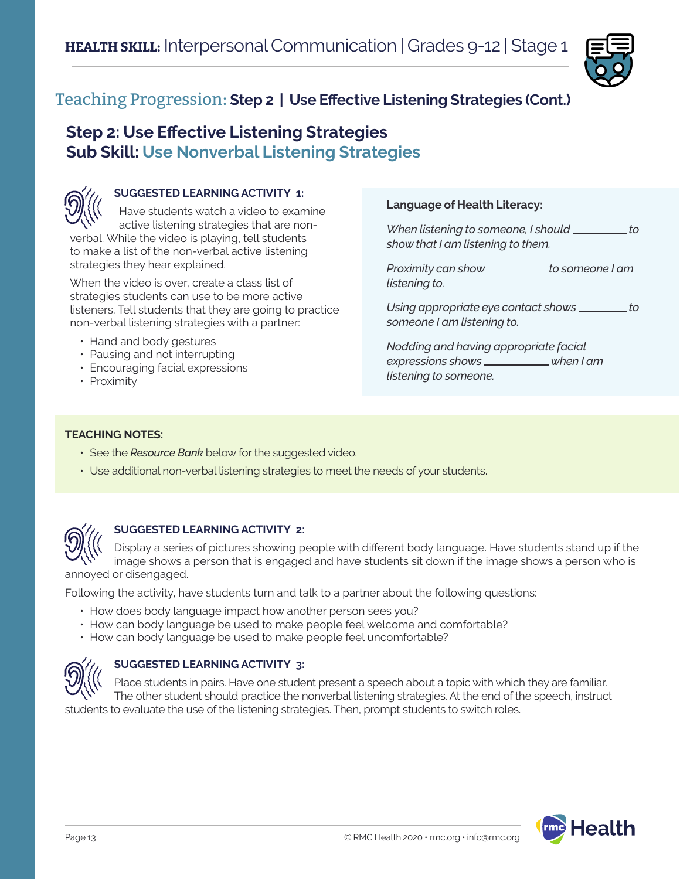## Teaching Progression: **Step 2 | Use Effective Listening Strategies (Cont.)**

## Step 2: Use Effective Listening Strategies
## Sub Skill: Use Nonverbal Listening Strategies

**SUGGESTED LEARNING ACTIVITY 1:**

Have students watch a video to examine active listening strategies that are non-verbal. While the video is playing, tell students to make a list of the non-verbal active listening strategies they hear explained.

When the video is over, create a class list of strategies students can use to be more active listeners. Tell students that they are going to practice non-verbal listening strategies with a partner:

- Hand and body gestures
- Pausing and not interrupting
- Encouraging facial expressions
- Proximity

**Language of Health Literacy:**

*When listening to someone, I should ________ to show that I am listening to them.*

*Proximity can show ________ to someone I am listening to.*

*Using appropriate eye contact shows ________ to someone I am listening to.*

*Nodding and having appropriate facial expressions shows ________ when I am listening to someone.*

**TEACHING NOTES:**

- See the *Resource Bank* below for the suggested video.
- Use additional non-verbal listening strategies to meet the needs of your students.

**SUGGESTED LEARNING ACTIVITY 2:**

Display a series of pictures showing people with different body language. Have students stand up if the image shows a person that is engaged and have students sit down if the image shows a person who is annoyed or disengaged.

Following the activity, have students turn and talk to a partner about the following questions:

- How does body language impact how another person sees you?
- How can body language be used to make people feel welcome and comfortable?
- How can body language be used to make people feel uncomfortable?

**SUGGESTED LEARNING ACTIVITY 3:**

Place students in pairs. Have one student present a speech about a topic with which they are familiar. The other student should practice the nonverbal listening strategies. At the end of the speech, instruct students to evaluate the use of the listening strategies. Then, prompt students to switch roles.